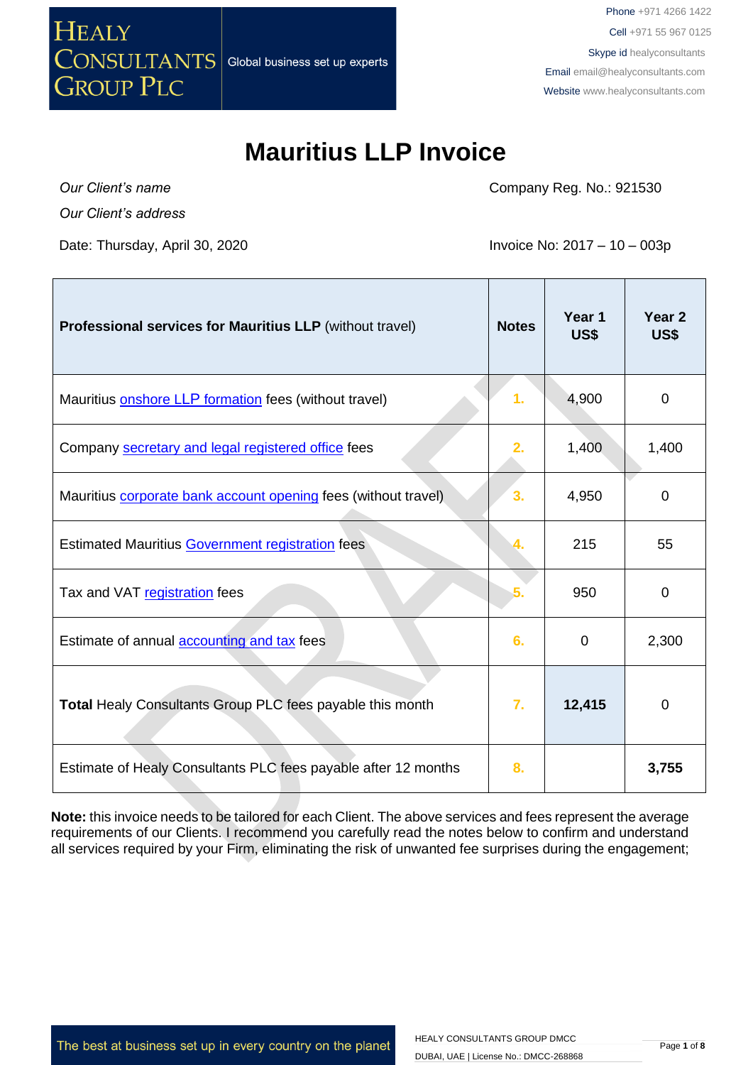# Mauritius LLP Invoice

*Our Client's name*

*Our Client's address*

Company Reg. No.: 921530

Date: Thursday, April 30, 2020

Invoice No: 2017 – 10 – 003p

| **Professional services for Mauritius LLP** (without travel) | **Notes** | **Year 1 US$** | **Year 2 US$** |
|---|---|---|---|
| Mauritius onshore LLP formation fees (without travel) | 1. | 4,900 | 0 |
| Company secretary and legal registered office fees | 2. | 1,400 | 1,400 |
| Mauritius corporate bank account opening fees (without travel) | 3. | 4,950 | 0 |
| Estimated Mauritius Government registration fees | 4. | 215 | 55 |
| Tax and VAT registration fees | 5. | 950 | 0 |
| Estimate of annual accounting and tax fees | 6. | 0 | 2,300 |
| **Total** Healy Consultants Group PLC fees payable this month | 7. | **12,415** | 0 |
| Estimate of Healy Consultants PLC fees payable after 12 months | 8. | | **3,755** |

**Note:** this invoice needs to be tailored for each Client. The above services and fees represent the average requirements of our Clients. I recommend you carefully read the notes below to confirm and understand all services required by your Firm, eliminating the risk of unwanted fee surprises during the engagement;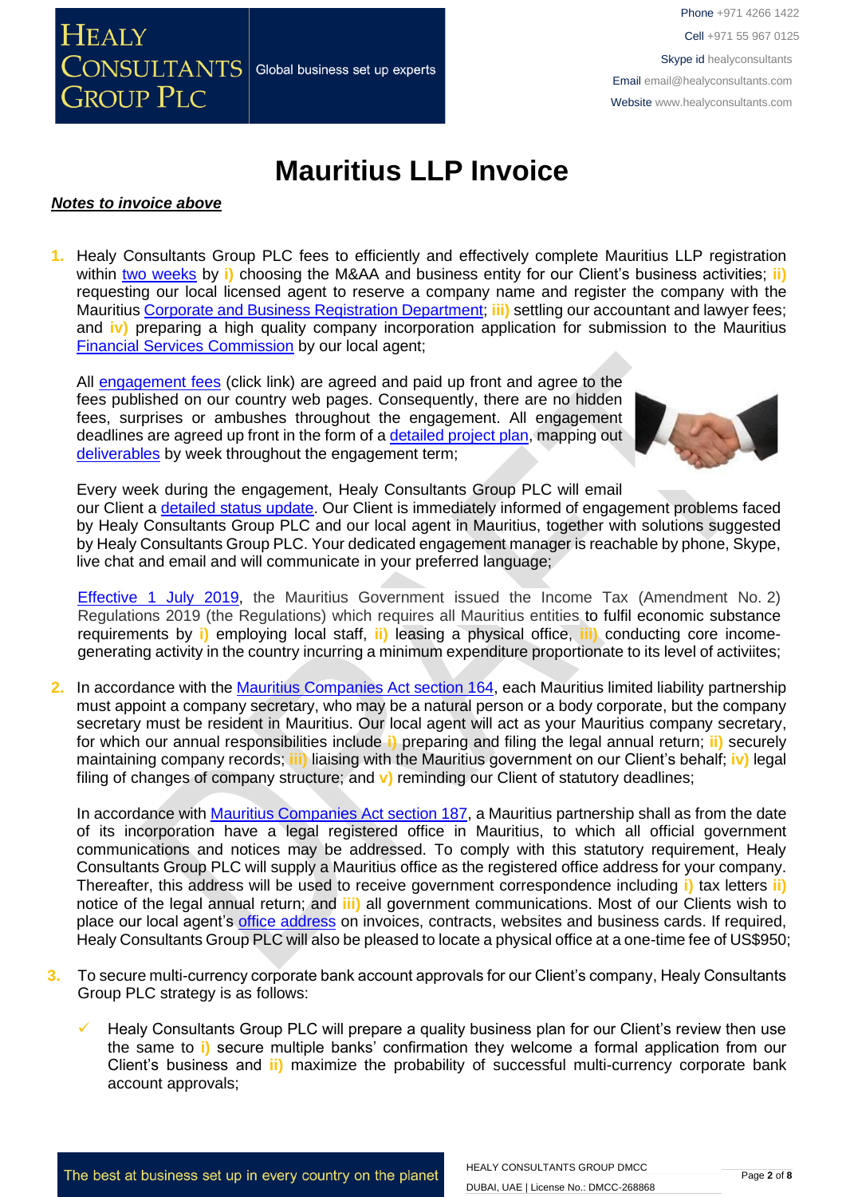# Mauritius LLP Invoice

***Notes to invoice above***

1. Healy Consultants Group PLC fees to efficiently and effectively complete Mauritius LLP registration within two weeks by **i)** choosing the M&AA and business entity for our Client's business activities; **ii)** requesting our local licensed agent to reserve a company name and register the company with the Mauritius Corporate and Business Registration Department; **iii)** settling our accountant and lawyer fees; and **iv)** preparing a high quality company incorporation application for submission to the Mauritius Financial Services Commission by our local agent;

   All engagement fees (click link) are agreed and paid up front and agree to the fees published on our country web pages. Consequently, there are no hidden fees, surprises or ambushes throughout the engagement. All engagement deadlines are agreed up front in the form of a detailed project plan, mapping out deliverables by week throughout the engagement term;

   Every week during the engagement, Healy Consultants Group PLC will email our Client a detailed status update. Our Client is immediately informed of engagement problems faced by Healy Consultants Group PLC and our local agent in Mauritius, together with solutions suggested by Healy Consultants Group PLC. Your dedicated engagement manager is reachable by phone, Skype, live chat and email and will communicate in your preferred language;

   Effective 1 July 2019, the Mauritius Government issued the Income Tax (Amendment No. 2) Regulations 2019 (the Regulations) which requires all Mauritius entities to fulfil economic substance requirements by **i)** employing local staff, **ii)** leasing a physical office, **iii)** conducting core income-generating activity in the country incurring a minimum expenditure proportionate to its level of activiites;

2. In accordance with the Mauritius Companies Act section 164, each Mauritius limited liability partnership must appoint a company secretary, who may be a natural person or a body corporate, but the company secretary must be resident in Mauritius. Our local agent will act as your Mauritius company secretary, for which our annual responsibilities include **i)** preparing and filing the legal annual return; **ii)** securely maintaining company records; **iii)** liaising with the Mauritius government on our Client's behalf; **iv)** legal filing of changes of company structure; and **v)** reminding our Client of statutory deadlines;

   In accordance with Mauritius Companies Act section 187, a Mauritius partnership shall as from the date of its incorporation have a legal registered office in Mauritius, to which all official government communications and notices may be addressed. To comply with this statutory requirement, Healy Consultants Group PLC will supply a Mauritius office as the registered office address for your company. Thereafter, this address will be used to receive government correspondence including **i)** tax letters **ii)** notice of the legal annual return; and **iii)** all government communications. Most of our Clients wish to place our local agent's office address on invoices, contracts, websites and business cards. If required, Healy Consultants Group PLC will also be pleased to locate a physical office at a one-time fee of US$950;

3. To secure multi-currency corporate bank account approvals for our Client's company, Healy Consultants Group PLC strategy is as follows:

   - ✓ Healy Consultants Group PLC will prepare a quality business plan for our Client's review then use the same to **i)** secure multiple banks' confirmation they welcome a formal application from our Client's business and **ii)** maximize the probability of successful multi-currency corporate bank account approvals;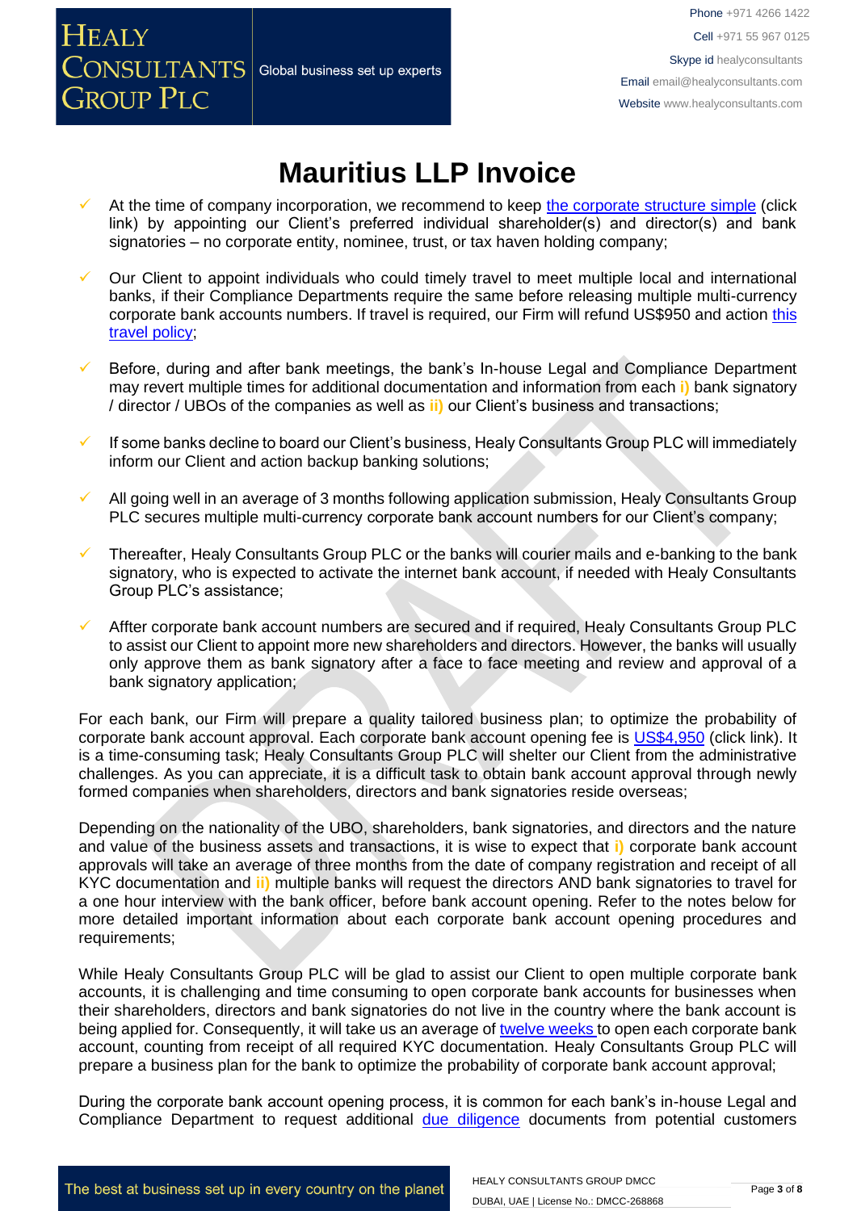# Mauritius LLP Invoice

- At the time of company incorporation, we recommend to keep the corporate structure simple (click link) by appointing our Client's preferred individual shareholder(s) and director(s) and bank signatories – no corporate entity, nominee, trust, or tax haven holding company;
- Our Client to appoint individuals who could timely travel to meet multiple local and international banks, if their Compliance Departments require the same before releasing multiple multi-currency corporate bank accounts numbers. If travel is required, our Firm will refund US$950 and action this travel policy;
- Before, during and after bank meetings, the bank's In-house Legal and Compliance Department may revert multiple times for additional documentation and information from each **i)** bank signatory / director / UBOs of the companies as well as **ii)** our Client's business and transactions;
- If some banks decline to board our Client's business, Healy Consultants Group PLC will immediately inform our Client and action backup banking solutions;
- All going well in an average of 3 months following application submission, Healy Consultants Group PLC secures multiple multi-currency corporate bank account numbers for our Client's company;
- Thereafter, Healy Consultants Group PLC or the banks will courier mails and e-banking to the bank signatory, who is expected to activate the internet bank account, if needed with Healy Consultants Group PLC's assistance;
- Affter corporate bank account numbers are secured and if required, Healy Consultants Group PLC to assist our Client to appoint more new shareholders and directors. However, the banks will usually only approve them as bank signatory after a face to face meeting and review and approval of a bank signatory application;

For each bank, our Firm will prepare a quality tailored business plan; to optimize the probability of corporate bank account approval. Each corporate bank account opening fee is US$4,950 (click link). It is a time-consuming task; Healy Consultants Group PLC will shelter our Client from the administrative challenges. As you can appreciate, it is a difficult task to obtain bank account approval through newly formed companies when shareholders, directors and bank signatories reside overseas;

Depending on the nationality of the UBO, shareholders, bank signatories, and directors and the nature and value of the business assets and transactions, it is wise to expect that **i)** corporate bank account approvals will take an average of three months from the date of company registration and receipt of all KYC documentation and **ii)** multiple banks will request the directors AND bank signatories to travel for a one hour interview with the bank officer, before bank account opening. Refer to the notes below for more detailed important information about each corporate bank account opening procedures and requirements;

While Healy Consultants Group PLC will be glad to assist our Client to open multiple corporate bank accounts, it is challenging and time consuming to open corporate bank accounts for businesses when their shareholders, directors and bank signatories do not live in the country where the bank account is being applied for. Consequently, it will take us an average of twelve weeks to open each corporate bank account, counting from receipt of all required KYC documentation. Healy Consultants Group PLC will prepare a business plan for the bank to optimize the probability of corporate bank account approval;

During the corporate bank account opening process, it is common for each bank's in-house Legal and Compliance Department to request additional due diligence documents from potential customers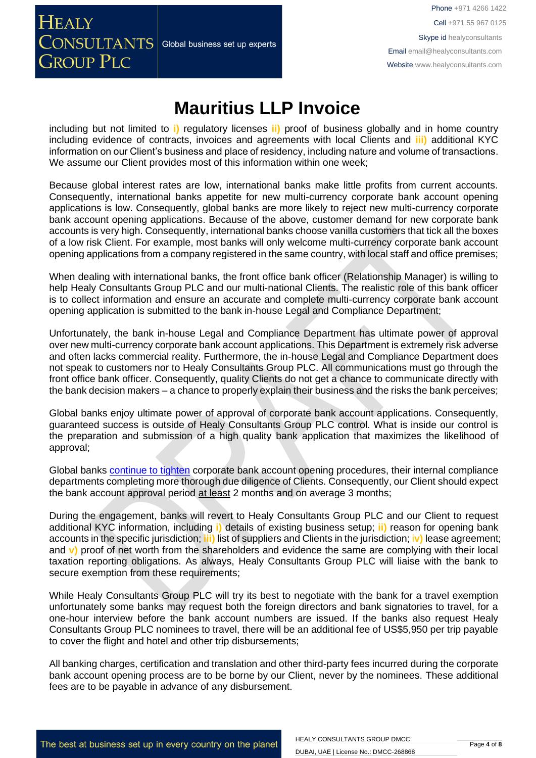# Mauritius LLP Invoice

including but not limited to i) regulatory licenses ii) proof of business globally and in home country including evidence of contracts, invoices and agreements with local Clients and iii) additional KYC information on our Client's business and place of residency, including nature and volume of transactions. We assume our Client provides most of this information within one week;

Because global interest rates are low, international banks make little profits from current accounts. Consequently, international banks appetite for new multi-currency corporate bank account opening applications is low. Consequently, global banks are more likely to reject new multi-currency corporate bank account opening applications. Because of the above, customer demand for new corporate bank accounts is very high. Consequently, international banks choose vanilla customers that tick all the boxes of a low risk Client. For example, most banks will only welcome multi-currency corporate bank account opening applications from a company registered in the same country, with local staff and office premises;

When dealing with international banks, the front office bank officer (Relationship Manager) is willing to help Healy Consultants Group PLC and our multi-national Clients. The realistic role of this bank officer is to collect information and ensure an accurate and complete multi-currency corporate bank account opening application is submitted to the bank in-house Legal and Compliance Department;

Unfortunately, the bank in-house Legal and Compliance Department has ultimate power of approval over new multi-currency corporate bank account applications. This Department is extremely risk adverse and often lacks commercial reality. Furthermore, the in-house Legal and Compliance Department does not speak to customers nor to Healy Consultants Group PLC. All communications must go through the front office bank officer. Consequently, quality Clients do not get a chance to communicate directly with the bank decision makers – a chance to properly explain their business and the risks the bank perceives;

Global banks enjoy ultimate power of approval of corporate bank account applications. Consequently, guaranteed success is outside of Healy Consultants Group PLC control. What is inside our control is the preparation and submission of a high quality bank application that maximizes the likelihood of approval;

Global banks continue to tighten corporate bank account opening procedures, their internal compliance departments completing more thorough due diligence of Clients. Consequently, our Client should expect the bank account approval period at least 2 months and on average 3 months;

During the engagement, banks will revert to Healy Consultants Group PLC and our Client to request additional KYC information, including i) details of existing business setup; ii) reason for opening bank accounts in the specific jurisdiction; iii) list of suppliers and Clients in the jurisdiction; iv) lease agreement; and v) proof of net worth from the shareholders and evidence the same are complying with their local taxation reporting obligations. As always, Healy Consultants Group PLC will liaise with the bank to secure exemption from these requirements;

While Healy Consultants Group PLC will try its best to negotiate with the bank for a travel exemption unfortunately some banks may request both the foreign directors and bank signatories to travel, for a one-hour interview before the bank account numbers are issued. If the banks also request Healy Consultants Group PLC nominees to travel, there will be an additional fee of US$5,950 per trip payable to cover the flight and hotel and other trip disbursements;

All banking charges, certification and translation and other third-party fees incurred during the corporate bank account opening process are to be borne by our Client, never by the nominees. These additional fees are to be payable in advance of any disbursement.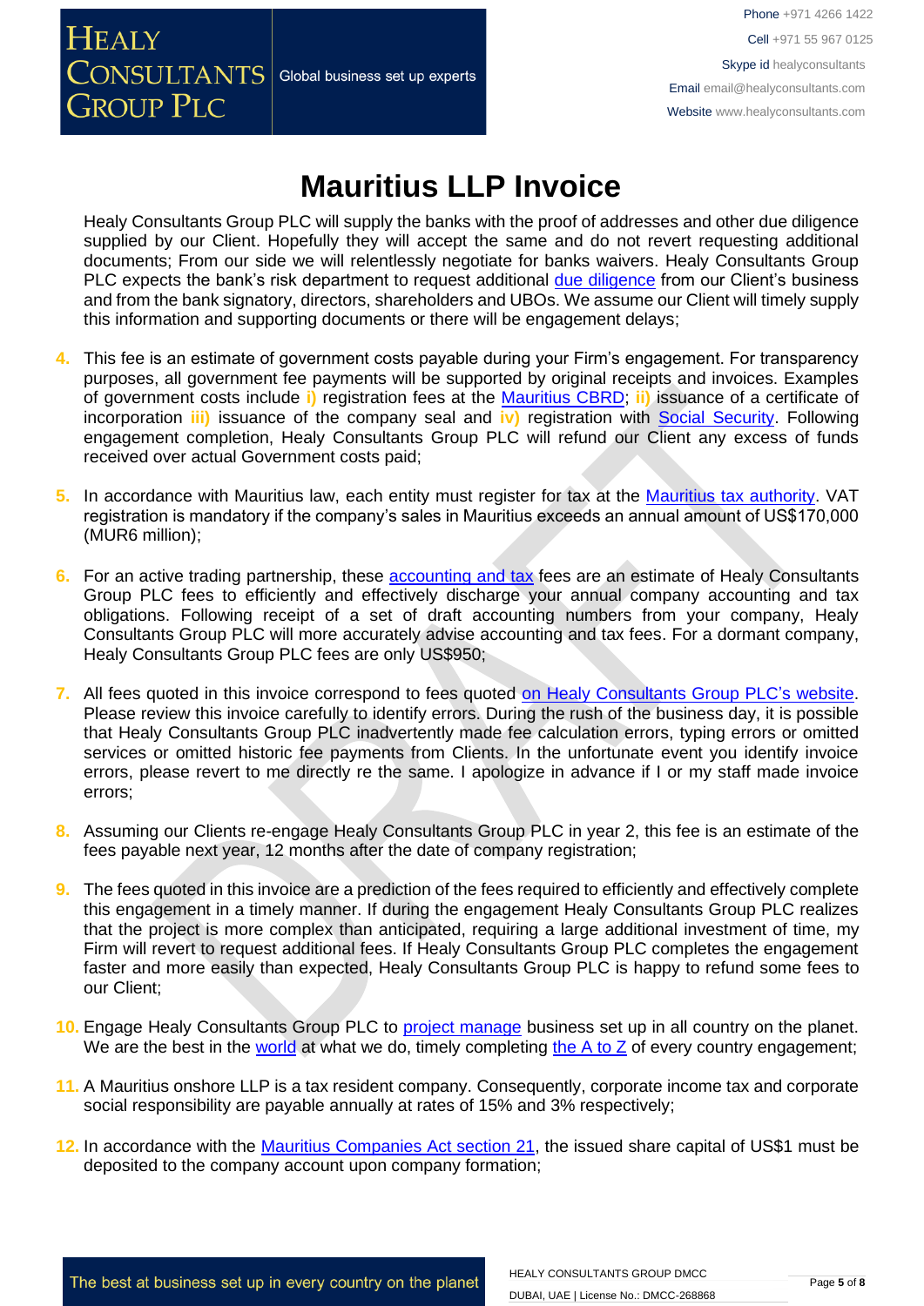# Mauritius LLP Invoice

Healy Consultants Group PLC will supply the banks with the proof of addresses and other due diligence supplied by our Client. Hopefully they will accept the same and do not revert requesting additional documents; From our side we will relentlessly negotiate for banks waivers. Healy Consultants Group PLC expects the bank's risk department to request additional due diligence from our Client's business and from the bank signatory, directors, shareholders and UBOs. We assume our Client will timely supply this information and supporting documents or there will be engagement delays;

4. This fee is an estimate of government costs payable during your Firm's engagement. For transparency purposes, all government fee payments will be supported by original receipts and invoices. Examples of government costs include **i)** registration fees at the Mauritius CBRD; **ii)** issuance of a certificate of incorporation **iii)** issuance of the company seal and **iv)** registration with Social Security. Following engagement completion, Healy Consultants Group PLC will refund our Client any excess of funds received over actual Government costs paid;

5. In accordance with Mauritius law, each entity must register for tax at the Mauritius tax authority. VAT registration is mandatory if the company's sales in Mauritius exceeds an annual amount of US$170,000 (MUR6 million);

6. For an active trading partnership, these accounting and tax fees are an estimate of Healy Consultants Group PLC fees to efficiently and effectively discharge your annual company accounting and tax obligations. Following receipt of a set of draft accounting numbers from your company, Healy Consultants Group PLC will more accurately advise accounting and tax fees. For a dormant company, Healy Consultants Group PLC fees are only US$950;

7. All fees quoted in this invoice correspond to fees quoted on Healy Consultants Group PLC's website. Please review this invoice carefully to identify errors. During the rush of the business day, it is possible that Healy Consultants Group PLC inadvertently made fee calculation errors, typing errors or omitted services or omitted historic fee payments from Clients. In the unfortunate event you identify invoice errors, please revert to me directly re the same. I apologize in advance if I or my staff made invoice errors;

8. Assuming our Clients re-engage Healy Consultants Group PLC in year 2, this fee is an estimate of the fees payable next year, 12 months after the date of company registration;

9. The fees quoted in this invoice are a prediction of the fees required to efficiently and effectively complete this engagement in a timely manner. If during the engagement Healy Consultants Group PLC realizes that the project is more complex than anticipated, requiring a large additional investment of time, my Firm will revert to request additional fees. If Healy Consultants Group PLC completes the engagement faster and more easily than expected, Healy Consultants Group PLC is happy to refund some fees to our Client;

10. Engage Healy Consultants Group PLC to project manage business set up in all country on the planet. We are the best in the world at what we do, timely completing the A to Z of every country engagement;

11. A Mauritius onshore LLP is a tax resident company. Consequently, corporate income tax and corporate social responsibility are payable annually at rates of 15% and 3% respectively;

12. In accordance with the Mauritius Companies Act section 21, the issued share capital of US$1 must be deposited to the company account upon company formation;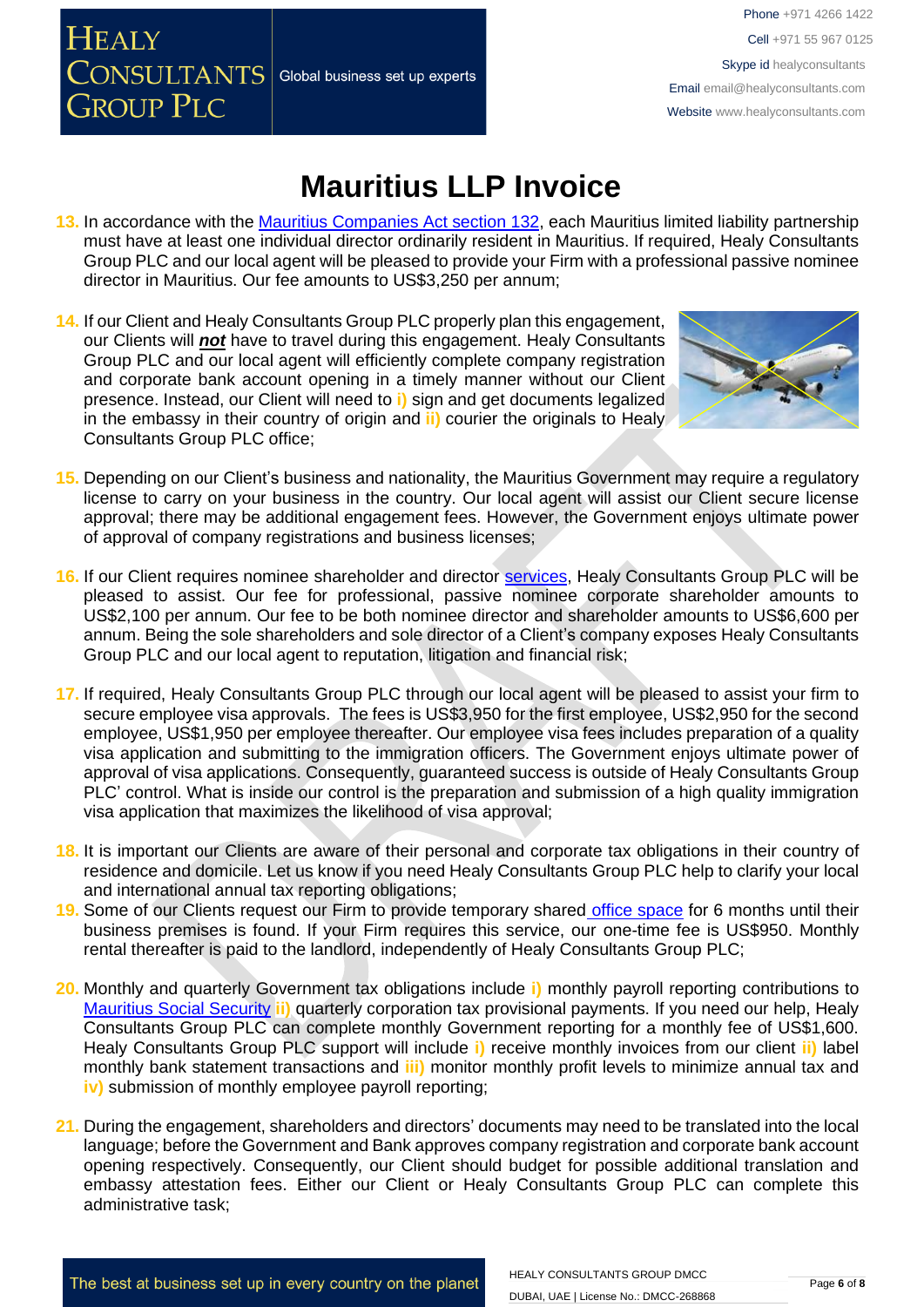# Mauritius LLP Invoice

13. In accordance with the Mauritius Companies Act section 132, each Mauritius limited liability partnership must have at least one individual director ordinarily resident in Mauritius. If required, Healy Consultants Group PLC and our local agent will be pleased to provide your Firm with a professional passive nominee director in Mauritius. Our fee amounts to US$3,250 per annum;

14. If our Client and Healy Consultants Group PLC properly plan this engagement, our Clients will ***not*** have to travel during this engagement. Healy Consultants Group PLC and our local agent will efficiently complete company registration and corporate bank account opening in a timely manner without our Client presence. Instead, our Client will need to **i)** sign and get documents legalized in the embassy in their country of origin and **ii)** courier the originals to Healy Consultants Group PLC office;

15. Depending on our Client's business and nationality, the Mauritius Government may require a regulatory license to carry on your business in the country. Our local agent will assist our Client secure license approval; there may be additional engagement fees. However, the Government enjoys ultimate power of approval of company registrations and business licenses;

16. If our Client requires nominee shareholder and director services, Healy Consultants Group PLC will be pleased to assist. Our fee for professional, passive nominee corporate shareholder amounts to US$2,100 per annum. Our fee to be both nominee director and shareholder amounts to US$6,600 per annum. Being the sole shareholders and sole director of a Client's company exposes Healy Consultants Group PLC and our local agent to reputation, litigation and financial risk;

17. If required, Healy Consultants Group PLC through our local agent will be pleased to assist your firm to secure employee visa approvals. The fees is US$3,950 for the first employee, US$2,950 for the second employee, US$1,950 per employee thereafter. Our employee visa fees includes preparation of a quality visa application and submitting to the immigration officers. The Government enjoys ultimate power of approval of visa applications. Consequently, guaranteed success is outside of Healy Consultants Group PLC' control. What is inside our control is the preparation and submission of a high quality immigration visa application that maximizes the likelihood of visa approval;

18. It is important our Clients are aware of their personal and corporate tax obligations in their country of residence and domicile. Let us know if you need Healy Consultants Group PLC help to clarify your local and international annual tax reporting obligations;

19. Some of our Clients request our Firm to provide temporary shared office space for 6 months until their business premises is found. If your Firm requires this service, our one-time fee is US$950. Monthly rental thereafter is paid to the landlord, independently of Healy Consultants Group PLC;

20. Monthly and quarterly Government tax obligations include **i)** monthly payroll reporting contributions to Mauritius Social Security **ii)** quarterly corporation tax provisional payments. If you need our help, Healy Consultants Group PLC can complete monthly Government reporting for a monthly fee of US$1,600. Healy Consultants Group PLC support will include **i)** receive monthly invoices from our client **ii)** label monthly bank statement transactions and **iii)** monitor monthly profit levels to minimize annual tax and **iv)** submission of monthly employee payroll reporting;

21. During the engagement, shareholders and directors' documents may need to be translated into the local language; before the Government and Bank approves company registration and corporate bank account opening respectively. Consequently, our Client should budget for possible additional translation and embassy attestation fees. Either our Client or Healy Consultants Group PLC can complete this administrative task;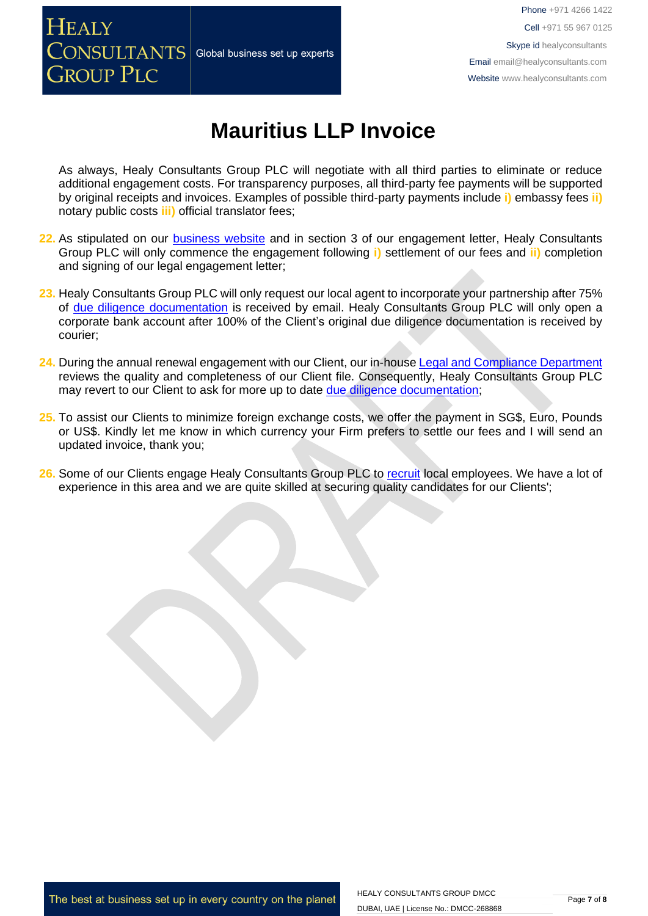# Mauritius LLP Invoice

As always, Healy Consultants Group PLC will negotiate with all third parties to eliminate or reduce additional engagement costs. For transparency purposes, all third-party fee payments will be supported by original receipts and invoices. Examples of possible third-party payments include **i)** embassy fees **ii)** notary public costs **iii)** official translator fees;

22. As stipulated on our business website and in section 3 of our engagement letter, Healy Consultants Group PLC will only commence the engagement following **i)** settlement of our fees and **ii)** completion and signing of our legal engagement letter;

23. Healy Consultants Group PLC will only request our local agent to incorporate your partnership after 75% of due diligence documentation is received by email. Healy Consultants Group PLC will only open a corporate bank account after 100% of the Client's original due diligence documentation is received by courier;

24. During the annual renewal engagement with our Client, our in-house Legal and Compliance Department reviews the quality and completeness of our Client file. Consequently, Healy Consultants Group PLC may revert to our Client to ask for more up to date due diligence documentation;

25. To assist our Clients to minimize foreign exchange costs, we offer the payment in SG$, Euro, Pounds or US$. Kindly let me know in which currency your Firm prefers to settle our fees and I will send an updated invoice, thank you;

26. Some of our Clients engage Healy Consultants Group PLC to recruit local employees. We have a lot of experience in this area and we are quite skilled at securing quality candidates for our Clients';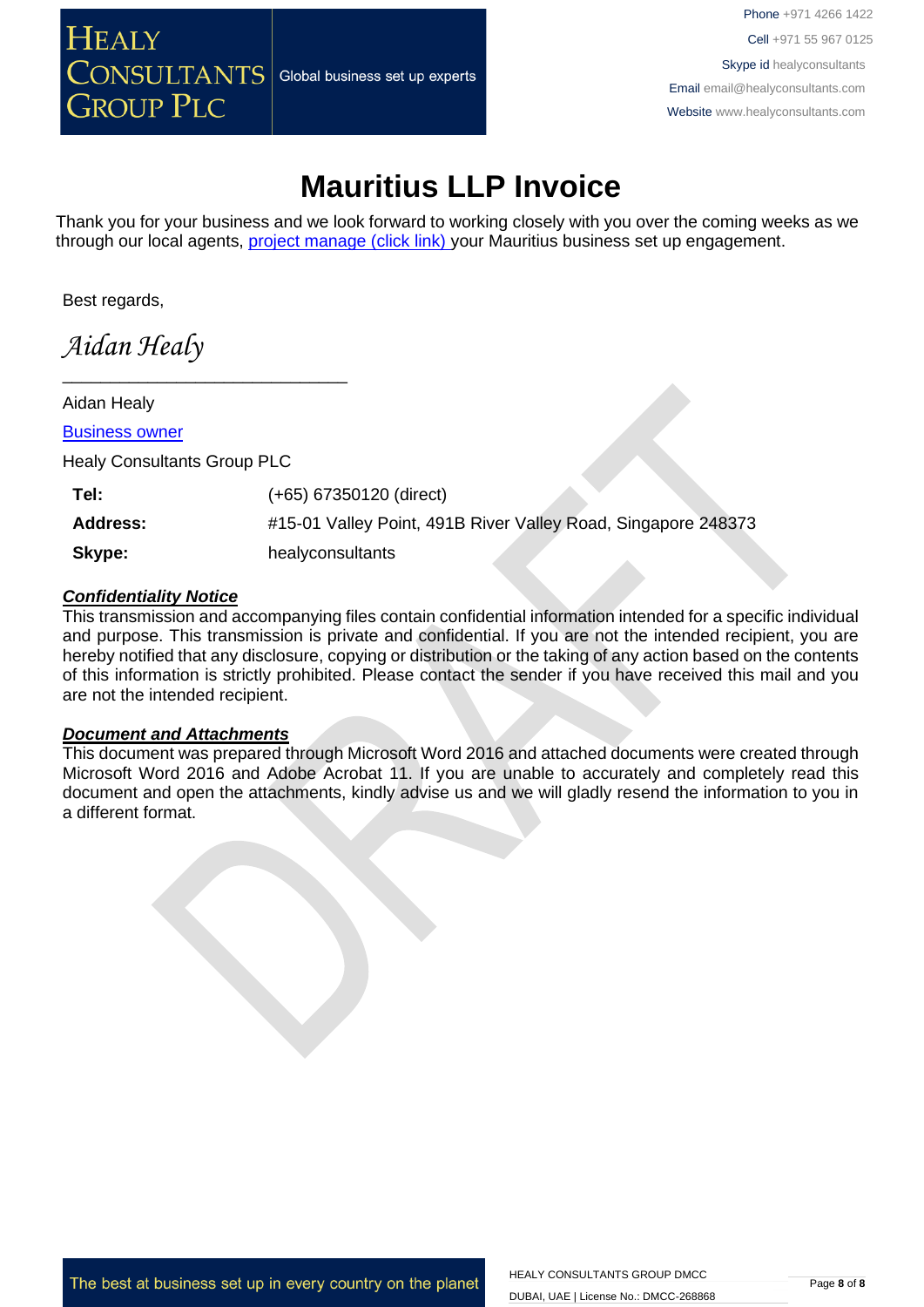# Mauritius LLP Invoice

Thank you for your business and we look forward to working closely with you over the coming weeks as we through our local agents, project manage (click link) your Mauritius business set up engagement.

Best regards,

*Aidan Healy*

\_\_\_\_\_\_\_\_\_\_\_\_\_\_\_\_\_\_\_\_\_\_\_\_\_\_\_\_\_

Aidan Healy

Business owner

Healy Consultants Group PLC

| | |
|---|---|
| **Tel:** | (+65) 67350120 (direct) |
| **Address:** | #15-01 Valley Point, 491B River Valley Road, Singapore 248373 |
| **Skype:** | healyconsultants |

***Confidentiality Notice***

This transmission and accompanying files contain confidential information intended for a specific individual and purpose. This transmission is private and confidential. If you are not the intended recipient, you are hereby notified that any disclosure, copying or distribution or the taking of any action based on the contents of this information is strictly prohibited. Please contact the sender if you have received this mail and you are not the intended recipient.

***Document and Attachments***

This document was prepared through Microsoft Word 2016 and attached documents were created through Microsoft Word 2016 and Adobe Acrobat 11. If you are unable to accurately and completely read this document and open the attachments, kindly advise us and we will gladly resend the information to you in a different format.